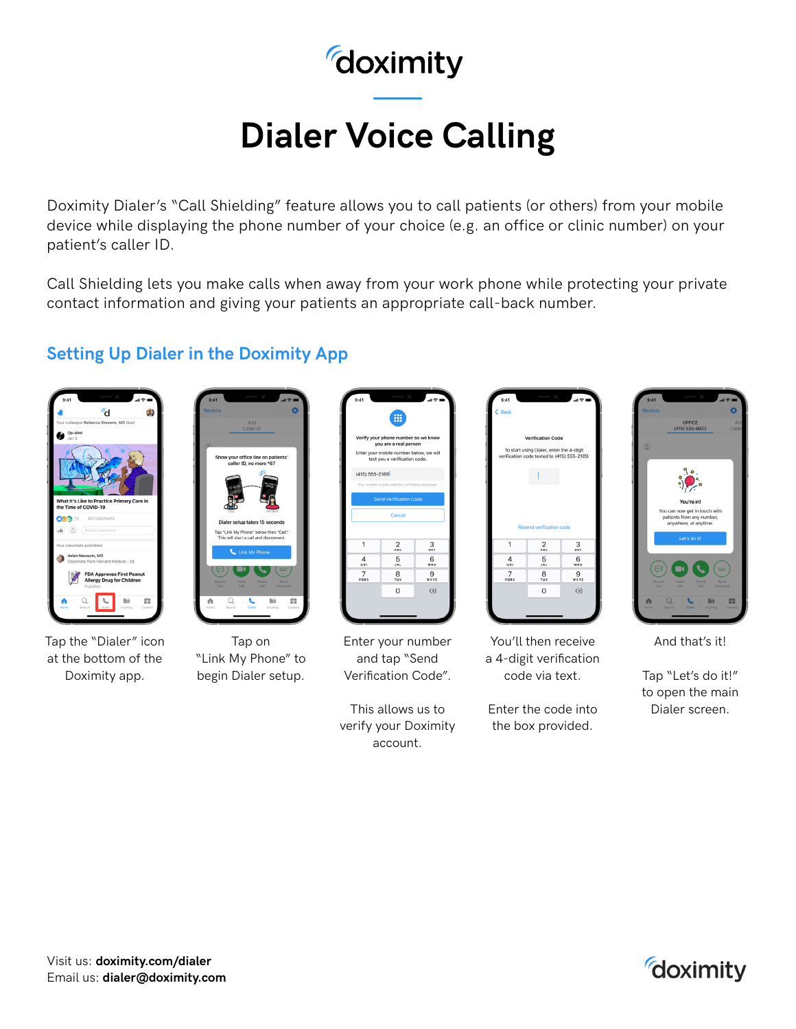doximity

# Dialer Voice Calling

Doximity Dialer's "Call Shielding" feature allows you to call patients (or others) from your mobile device while displaying the phone number of your choice (e.g. an office or clinic number) on your patient's caller ID.

Call Shielding lets you make calls when away from your work phone while protecting your private contact information and giving your patients an appropriate call-back number.

## Setting Up Dialer in the Doximity App

Tap the "Dialer" icon at the bottom of the Doximity app.

Tap on "Link My Phone" to begin Dialer setup.

Enter your number and tap "Send Verification Code".

This allows us to verify your Doximity account.

You'll then receive a 4-digit verification code via text.

Enter the code into the box provided.

And that's it!

Tap "Let's do it!" to open the main Dialer screen.

Visit us: **doximity.com/dialer**
Email us: **dialer@doximity.com**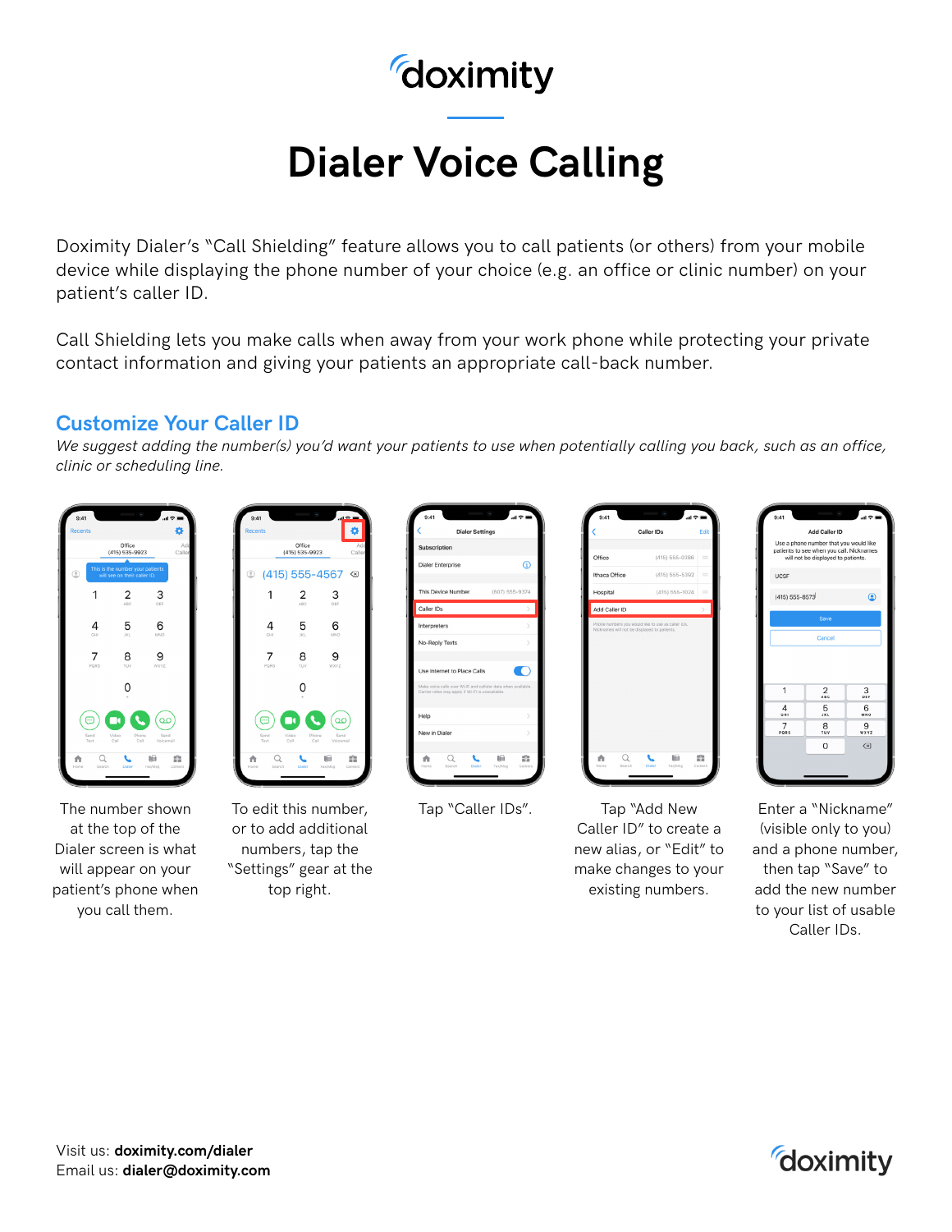# doximity

# Dialer Voice Calling

Doximity Dialer's "Call Shielding" feature allows you to call patients (or others) from your mobile device while displaying the phone number of your choice (e.g. an office or clinic number) on your patient's caller ID.

Call Shielding lets you make calls when away from your work phone while protecting your private contact information and giving your patients an appropriate call-back number.

## Customize Your Caller ID

*We suggest adding the number(s) you'd want your patients to use when potentially calling you back, such as an office, clinic or scheduling line.*

The number shown at the top of the Dialer screen is what will appear on your patient's phone when you call them.

To edit this number, or to add additional numbers, tap the "Settings" gear at the top right.

Tap "Caller IDs".

Tap "Add New Caller ID" to create a new alias, or "Edit" to make changes to your existing numbers.

Enter a "Nickname" (visible only to you) and a phone number, then tap "Save" to add the new number to your list of usable Caller IDs.

Visit us: **doximity.com/dialer**
Email us: **dialer@doximity.com**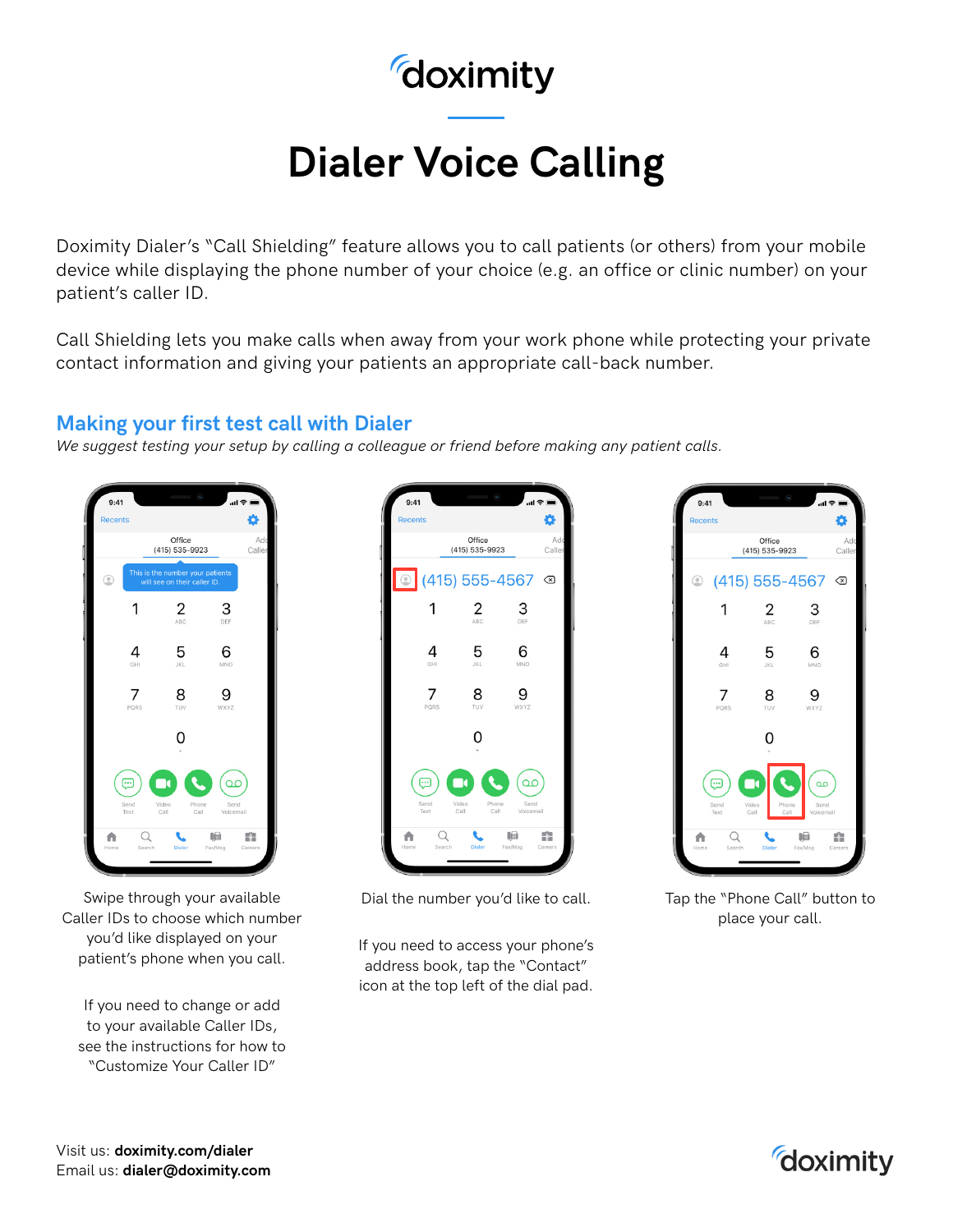# Dialer Voice Calling

Doximity Dialer's "Call Shielding" feature allows you to call patients (or others) from your mobile device while displaying the phone number of your choice (e.g. an office or clinic number) on your patient's caller ID.

Call Shielding lets you make calls when away from your work phone while protecting your private contact information and giving your patients an appropriate call-back number.

## Making your first test call with Dialer

*We suggest testing your setup by calling a colleague or friend before making any patient calls.*

Swipe through your available Caller IDs to choose which number you'd like displayed on your patient's phone when you call.

If you need to change or add to your available Caller IDs, see the instructions for how to "Customize Your Caller ID"

Dial the number you'd like to call.

If you need to access your phone's address book, tap the "Contact" icon at the top left of the dial pad.

Tap the "Phone Call" button to place your call.

Visit us: **doximity.com/dialer**
Email us: **dialer@doximity.com**